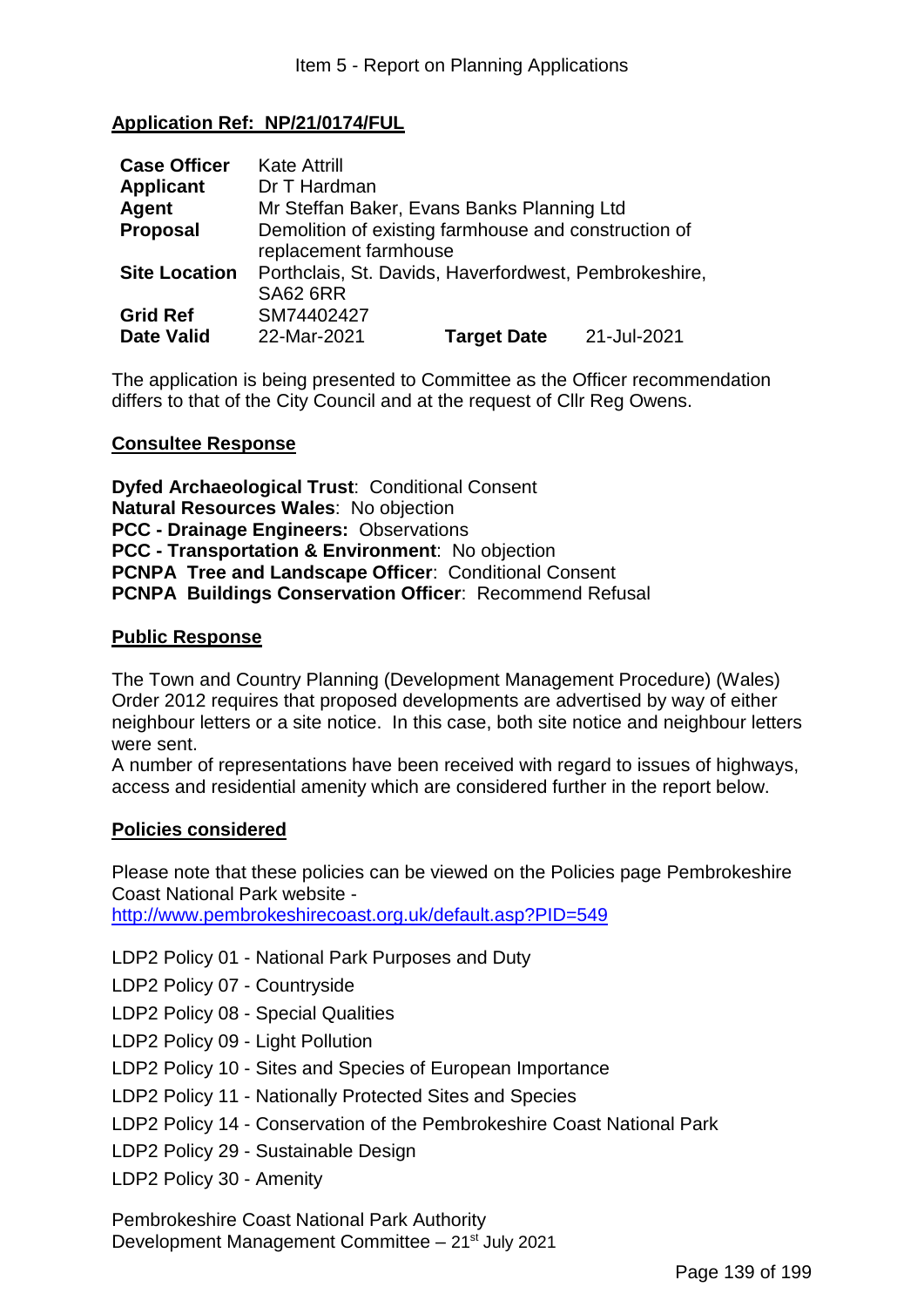## Application Ref: NP/21/0174/FUL

| | | | |
|---|---|---|---|
| **Case Officer** | Kate Attrill | | |
| **Applicant** | Dr T Hardman | | |
| **Agent** | Mr Steffan Baker, Evans Banks Planning Ltd | | |
| **Proposal** | Demolition of existing farmhouse and construction of replacement farmhouse | | |
| **Site Location** | Porthclais, St. Davids, Haverfordwest, Pembrokeshire, SA62 6RR | | |
| **Grid Ref** | SM74402427 | | |
| **Date Valid** | 22-Mar-2021 | **Target Date** | 21-Jul-2021 |

The application is being presented to Committee as the Officer recommendation differs to that of the City Council and at the request of Cllr Reg Owens.

### Consultee Response

**Dyfed Archaeological Trust**: Conditional Consent
**Natural Resources Wales**: No objection
**PCC - Drainage Engineers:** Observations
**PCC - Transportation & Environment**: No objection
**PCNPA Tree and Landscape Officer**: Conditional Consent
**PCNPA Buildings Conservation Officer**: Recommend Refusal

### Public Response

The Town and Country Planning (Development Management Procedure) (Wales) Order 2012 requires that proposed developments are advertised by way of either neighbour letters or a site notice. In this case, both site notice and neighbour letters were sent.
A number of representations have been received with regard to issues of highways, access and residential amenity which are considered further in the report below.

### Policies considered

Please note that these policies can be viewed on the Policies page Pembrokeshire Coast National Park website -
http://www.pembrokeshirecoast.org.uk/default.asp?PID=549

LDP2 Policy 01 - National Park Purposes and Duty
LDP2 Policy 07 - Countryside
LDP2 Policy 08 - Special Qualities
LDP2 Policy 09 - Light Pollution
LDP2 Policy 10 - Sites and Species of European Importance
LDP2 Policy 11 - Nationally Protected Sites and Species
LDP2 Policy 14 - Conservation of the Pembrokeshire Coast National Park
LDP2 Policy 29 - Sustainable Design
LDP2 Policy 30 - Amenity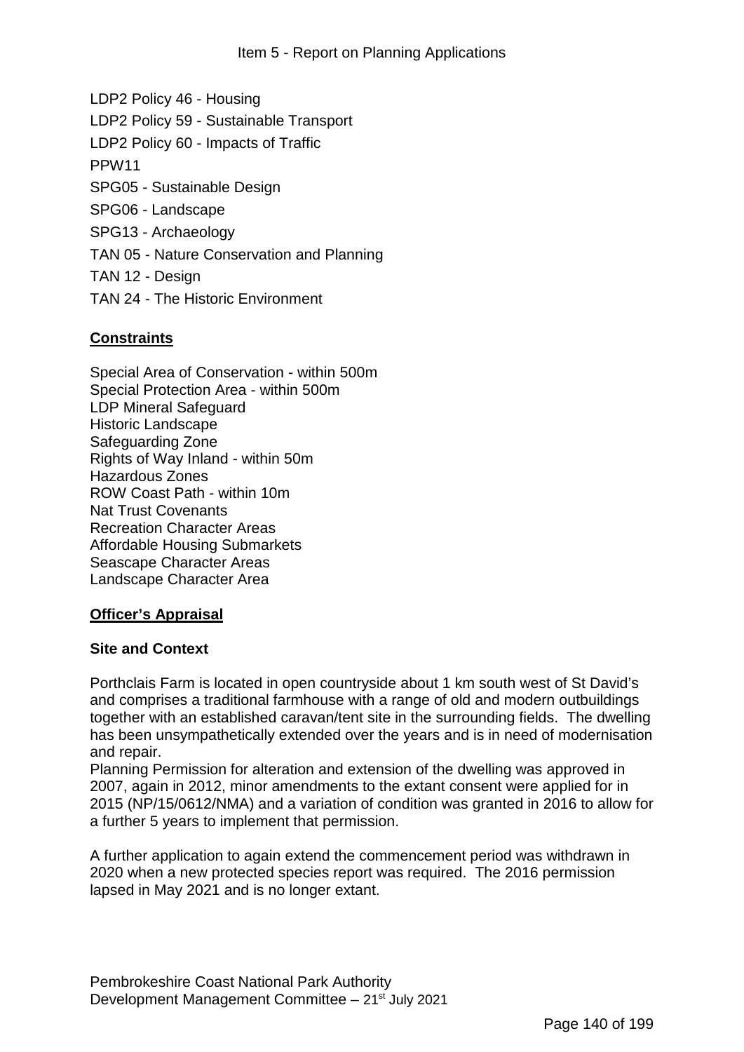LDP2 Policy 46 - Housing

LDP2 Policy 59 - Sustainable Transport

LDP2 Policy 60 - Impacts of Traffic

PPW11

SPG05 - Sustainable Design

SPG06 - Landscape

SPG13 - Archaeology

TAN 05 - Nature Conservation and Planning

TAN 12 - Design

TAN 24 - The Historic Environment

## Constraints

Special Area of Conservation - within 500m
Special Protection Area - within 500m
LDP Mineral Safeguard
Historic Landscape
Safeguarding Zone
Rights of Way Inland - within 50m
Hazardous Zones
ROW Coast Path - within 10m
Nat Trust Covenants
Recreation Character Areas
Affordable Housing Submarkets
Seascape Character Areas
Landscape Character Area

## Officer's Appraisal

### Site and Context

Porthclais Farm is located in open countryside about 1 km south west of St David's and comprises a traditional farmhouse with a range of old and modern outbuildings together with an established caravan/tent site in the surrounding fields. The dwelling has been unsympathetically extended over the years and is in need of modernisation and repair.
Planning Permission for alteration and extension of the dwelling was approved in 2007, again in 2012, minor amendments to the extant consent were applied for in 2015 (NP/15/0612/NMA) and a variation of condition was granted in 2016 to allow for a further 5 years to implement that permission.

A further application to again extend the commencement period was withdrawn in 2020 when a new protected species report was required. The 2016 permission lapsed in May 2021 and is no longer extant.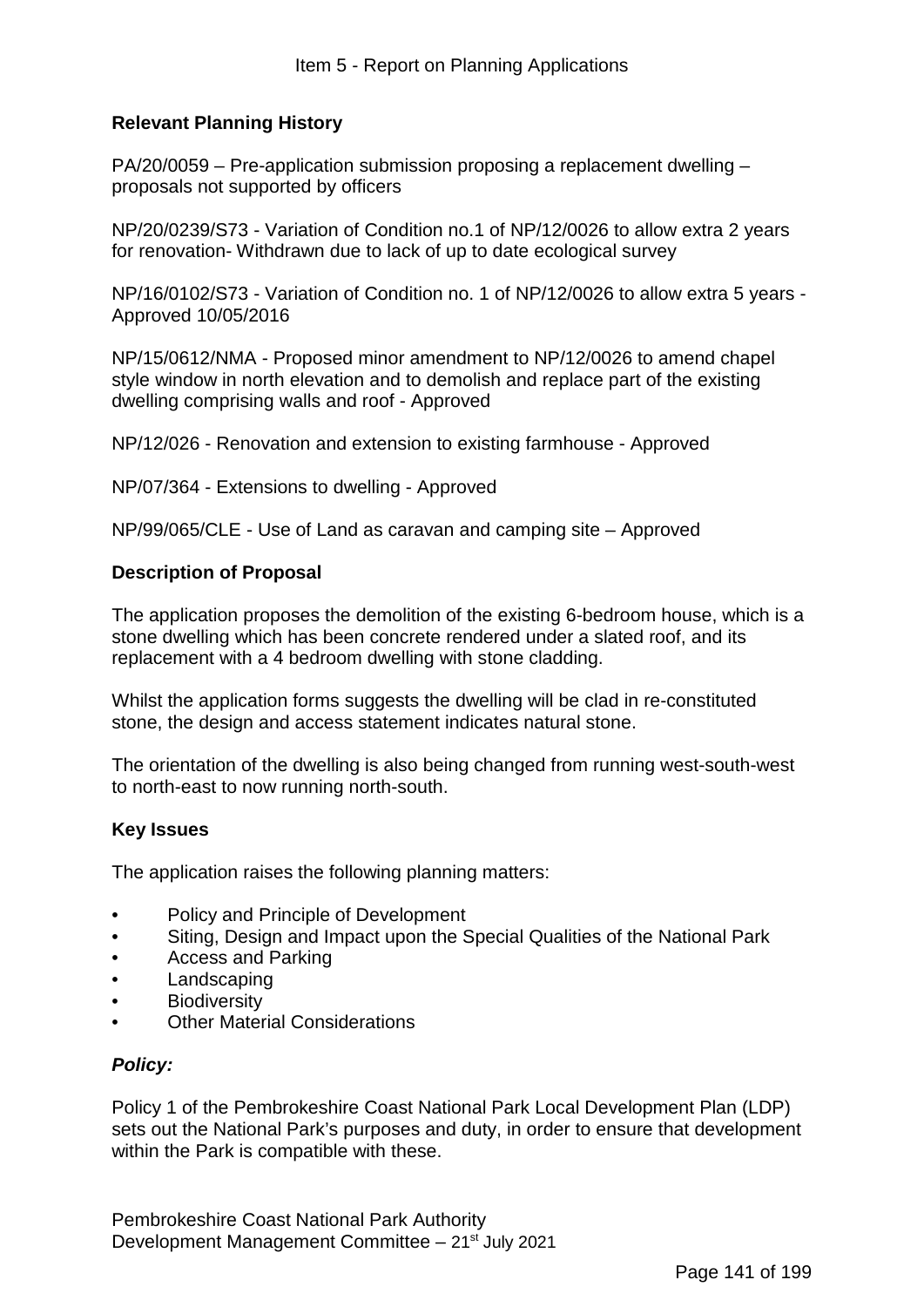## Relevant Planning History

PA/20/0059 – Pre-application submission proposing a replacement dwelling – proposals not supported by officers

NP/20/0239/S73 - Variation of Condition no.1 of NP/12/0026 to allow extra 2 years for renovation- Withdrawn due to lack of up to date ecological survey

NP/16/0102/S73 - Variation of Condition no. 1 of NP/12/0026 to allow extra 5 years - Approved 10/05/2016

NP/15/0612/NMA - Proposed minor amendment to NP/12/0026 to amend chapel style window in north elevation and to demolish and replace part of the existing dwelling comprising walls and roof - Approved

NP/12/026 - Renovation and extension to existing farmhouse - Approved

NP/07/364 - Extensions to dwelling - Approved

NP/99/065/CLE - Use of Land as caravan and camping site – Approved

## Description of Proposal

The application proposes the demolition of the existing 6-bedroom house, which is a stone dwelling which has been concrete rendered under a slated roof, and its replacement with a 4 bedroom dwelling with stone cladding.

Whilst the application forms suggests the dwelling will be clad in re-constituted stone, the design and access statement indicates natural stone.

The orientation of the dwelling is also being changed from running west-south-west to north-east to now running north-south.

## Key Issues

The application raises the following planning matters:

- Policy and Principle of Development
- Siting, Design and Impact upon the Special Qualities of the National Park
- Access and Parking
- Landscaping
- Biodiversity
- Other Material Considerations

### *Policy:*

Policy 1 of the Pembrokeshire Coast National Park Local Development Plan (LDP) sets out the National Park's purposes and duty, in order to ensure that development within the Park is compatible with these.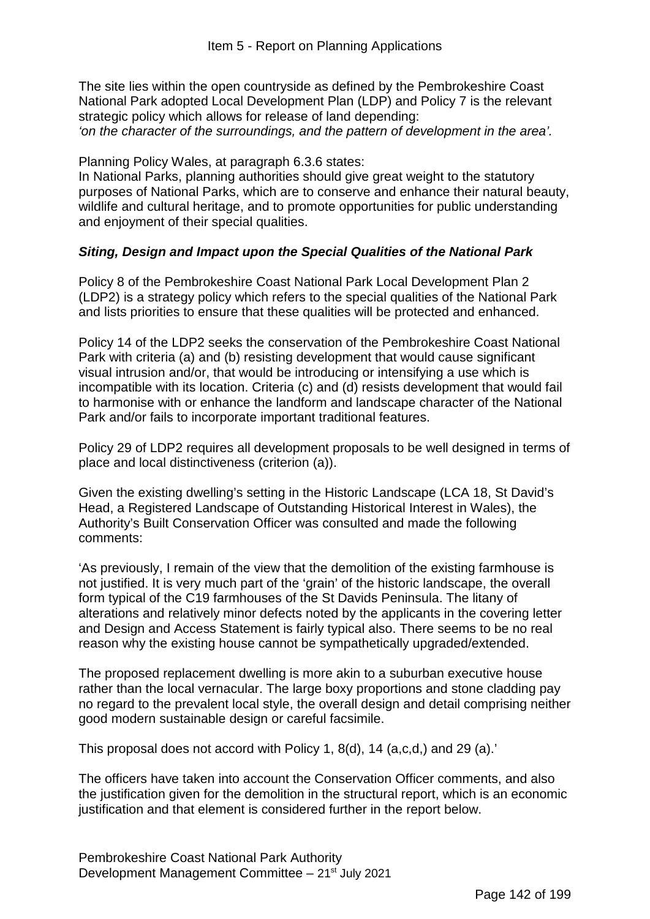The site lies within the open countryside as defined by the Pembrokeshire Coast National Park adopted Local Development Plan (LDP) and Policy 7 is the relevant strategic policy which allows for release of land depending:
*'on the character of the surroundings, and the pattern of development in the area'.*

Planning Policy Wales, at paragraph 6.3.6 states:
In National Parks, planning authorities should give great weight to the statutory purposes of National Parks, which are to conserve and enhance their natural beauty, wildlife and cultural heritage, and to promote opportunities for public understanding and enjoyment of their special qualities.

### *Siting, Design and Impact upon the Special Qualities of the National Park*

Policy 8 of the Pembrokeshire Coast National Park Local Development Plan 2 (LDP2) is a strategy policy which refers to the special qualities of the National Park and lists priorities to ensure that these qualities will be protected and enhanced.

Policy 14 of the LDP2 seeks the conservation of the Pembrokeshire Coast National Park with criteria (a) and (b) resisting development that would cause significant visual intrusion and/or, that would be introducing or intensifying a use which is incompatible with its location. Criteria (c) and (d) resists development that would fail to harmonise with or enhance the landform and landscape character of the National Park and/or fails to incorporate important traditional features.

Policy 29 of LDP2 requires all development proposals to be well designed in terms of place and local distinctiveness (criterion (a)).

Given the existing dwelling's setting in the Historic Landscape (LCA 18, St David's Head, a Registered Landscape of Outstanding Historical Interest in Wales), the Authority's Built Conservation Officer was consulted and made the following comments:

'As previously, I remain of the view that the demolition of the existing farmhouse is not justified. It is very much part of the 'grain' of the historic landscape, the overall form typical of the C19 farmhouses of the St Davids Peninsula. The litany of alterations and relatively minor defects noted by the applicants in the covering letter and Design and Access Statement is fairly typical also. There seems to be no real reason why the existing house cannot be sympathetically upgraded/extended.

The proposed replacement dwelling is more akin to a suburban executive house rather than the local vernacular. The large boxy proportions and stone cladding pay no regard to the prevalent local style, the overall design and detail comprising neither good modern sustainable design or careful facsimile.

This proposal does not accord with Policy 1, 8(d), 14 (a,c,d,) and 29 (a).'

The officers have taken into account the Conservation Officer comments, and also the justification given for the demolition in the structural report, which is an economic justification and that element is considered further in the report below.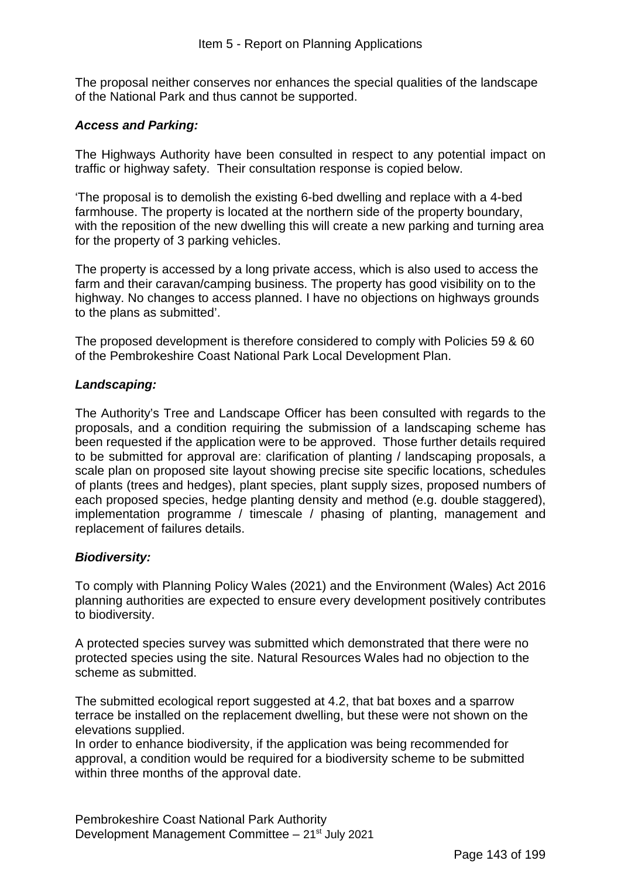The proposal neither conserves nor enhances the special qualities of the landscape of the National Park and thus cannot be supported.

***Access and Parking:***

The Highways Authority have been consulted in respect to any potential impact on traffic or highway safety. Their consultation response is copied below.

'The proposal is to demolish the existing 6-bed dwelling and replace with a 4-bed farmhouse. The property is located at the northern side of the property boundary, with the reposition of the new dwelling this will create a new parking and turning area for the property of 3 parking vehicles.

The property is accessed by a long private access, which is also used to access the farm and their caravan/camping business. The property has good visibility on to the highway. No changes to access planned. I have no objections on highways grounds to the plans as submitted'.

The proposed development is therefore considered to comply with Policies 59 & 60 of the Pembrokeshire Coast National Park Local Development Plan.

***Landscaping:***

The Authority's Tree and Landscape Officer has been consulted with regards to the proposals, and a condition requiring the submission of a landscaping scheme has been requested if the application were to be approved. Those further details required to be submitted for approval are: clarification of planting / landscaping proposals, a scale plan on proposed site layout showing precise site specific locations, schedules of plants (trees and hedges), plant species, plant supply sizes, proposed numbers of each proposed species, hedge planting density and method (e.g. double staggered), implementation programme / timescale / phasing of planting, management and replacement of failures details.

***Biodiversity:***

To comply with Planning Policy Wales (2021) and the Environment (Wales) Act 2016 planning authorities are expected to ensure every development positively contributes to biodiversity.

A protected species survey was submitted which demonstrated that there were no protected species using the site. Natural Resources Wales had no objection to the scheme as submitted.

The submitted ecological report suggested at 4.2, that bat boxes and a sparrow terrace be installed on the replacement dwelling, but these were not shown on the elevations supplied.
In order to enhance biodiversity, if the application was being recommended for approval, a condition would be required for a biodiversity scheme to be submitted within three months of the approval date.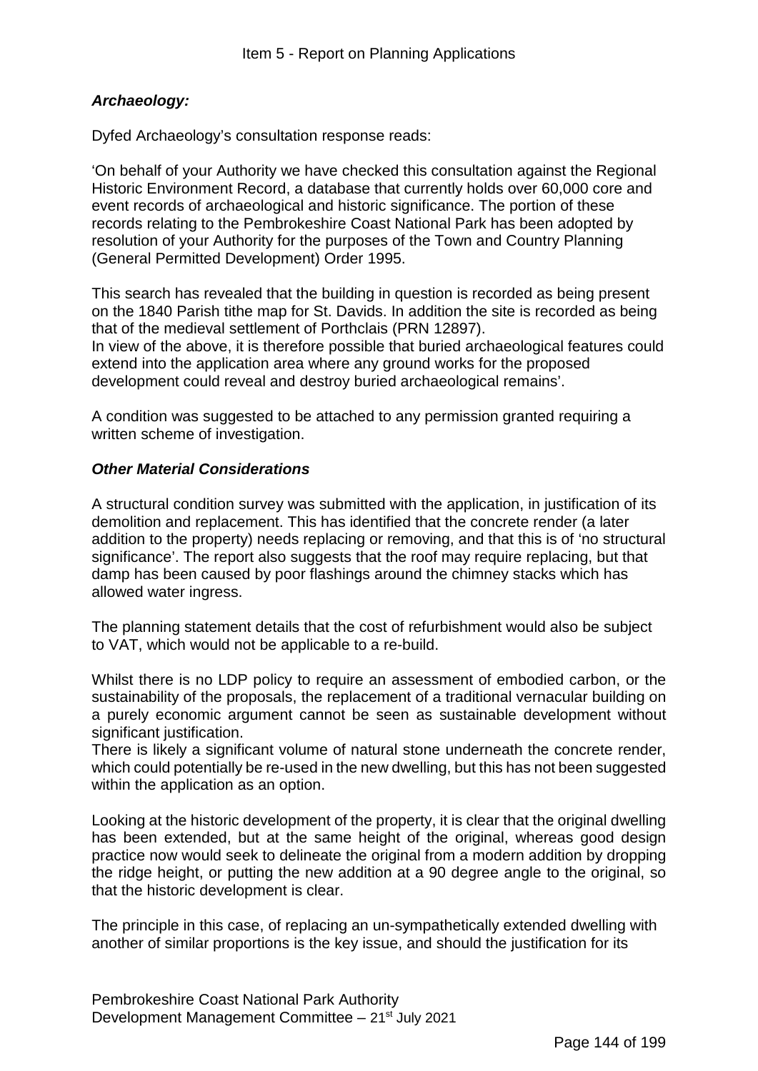### *Archaeology:*

Dyfed Archaeology's consultation response reads:

'On behalf of your Authority we have checked this consultation against the Regional Historic Environment Record, a database that currently holds over 60,000 core and event records of archaeological and historic significance. The portion of these records relating to the Pembrokeshire Coast National Park has been adopted by resolution of your Authority for the purposes of the Town and Country Planning (General Permitted Development) Order 1995.

This search has revealed that the building in question is recorded as being present on the 1840 Parish tithe map for St. Davids. In addition the site is recorded as being that of the medieval settlement of Porthclais (PRN 12897).
In view of the above, it is therefore possible that buried archaeological features could extend into the application area where any ground works for the proposed development could reveal and destroy buried archaeological remains'.

A condition was suggested to be attached to any permission granted requiring a written scheme of investigation.

### *Other Material Considerations*

A structural condition survey was submitted with the application, in justification of its demolition and replacement. This has identified that the concrete render (a later addition to the property) needs replacing or removing, and that this is of 'no structural significance'. The report also suggests that the roof may require replacing, but that damp has been caused by poor flashings around the chimney stacks which has allowed water ingress.

The planning statement details that the cost of refurbishment would also be subject to VAT, which would not be applicable to a re-build.

Whilst there is no LDP policy to require an assessment of embodied carbon, or the sustainability of the proposals, the replacement of a traditional vernacular building on a purely economic argument cannot be seen as sustainable development without significant justification.
There is likely a significant volume of natural stone underneath the concrete render, which could potentially be re-used in the new dwelling, but this has not been suggested within the application as an option.

Looking at the historic development of the property, it is clear that the original dwelling has been extended, but at the same height of the original, whereas good design practice now would seek to delineate the original from a modern addition by dropping the ridge height, or putting the new addition at a 90 degree angle to the original, so that the historic development is clear.

The principle in this case, of replacing an un-sympathetically extended dwelling with another of similar proportions is the key issue, and should the justification for its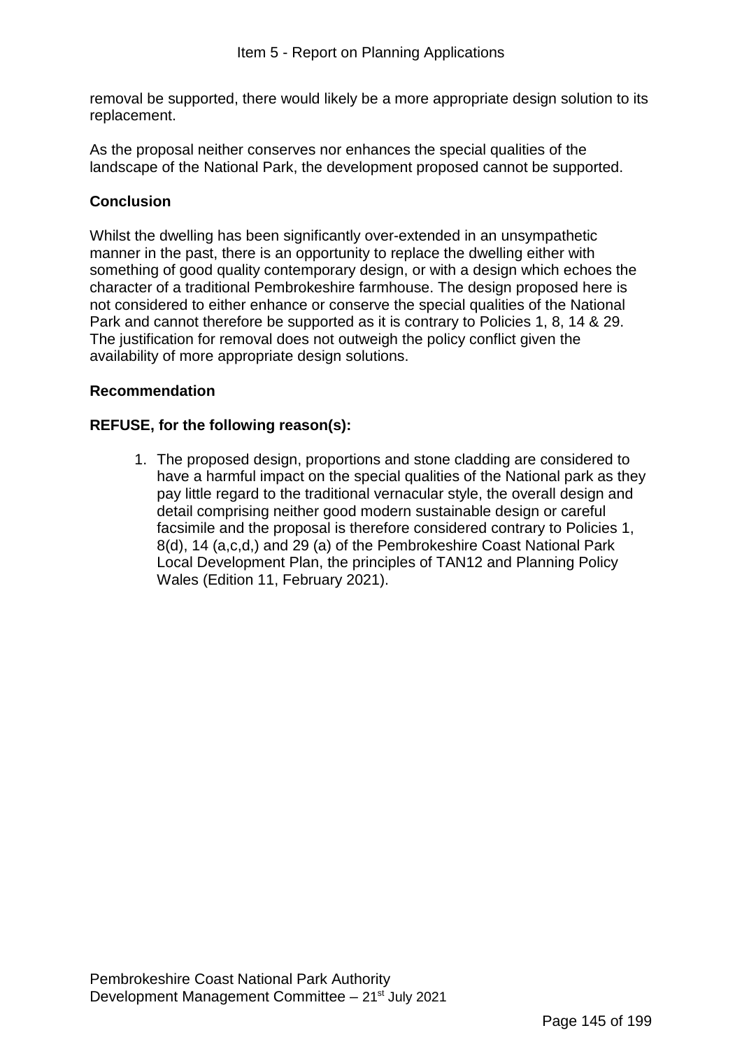removal be supported, there would likely be a more appropriate design solution to its replacement.

As the proposal neither conserves nor enhances the special qualities of the landscape of the National Park, the development proposed cannot be supported.

**Conclusion**

Whilst the dwelling has been significantly over-extended in an unsympathetic manner in the past, there is an opportunity to replace the dwelling either with something of good quality contemporary design, or with a design which echoes the character of a traditional Pembrokeshire farmhouse. The design proposed here is not considered to either enhance or conserve the special qualities of the National Park and cannot therefore be supported as it is contrary to Policies 1, 8, 14 & 29. The justification for removal does not outweigh the policy conflict given the availability of more appropriate design solutions.

**Recommendation**

**REFUSE, for the following reason(s):**

1. The proposed design, proportions and stone cladding are considered to have a harmful impact on the special qualities of the National park as they pay little regard to the traditional vernacular style, the overall design and detail comprising neither good modern sustainable design or careful facsimile and the proposal is therefore considered contrary to Policies 1, 8(d), 14 (a,c,d,) and 29 (a) of the Pembrokeshire Coast National Park Local Development Plan, the principles of TAN12 and Planning Policy Wales (Edition 11, February 2021).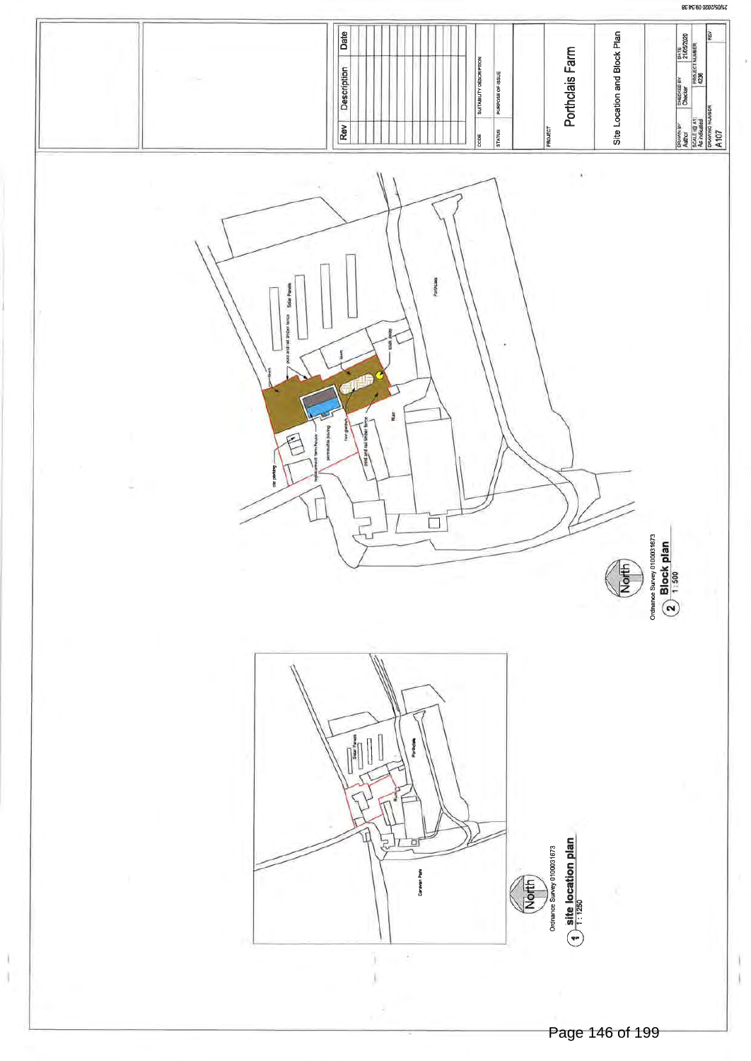| Rev | Description | Date |
|---|---|---|
| | | |

CODE: SUITABILITY DESCRIPTION

STATUS: PURPOSE OF ISSUE

PROJECT

## Porthclais Farm

### Site Location and Block Plan

| DRAWN BY | CHECKED BY | DATE |
|---|---|---|
| Author | Checker | 21/05/2020 |
| SCALE (@ A1) | PROJECT NUMBER | |
| As indicated | 4236 | |
| DRAWING NUMBER | | REV |
| A107 | | |

Solar Panels

post and rail timber fence

Barn

Porthclais

replacement farm house

permeable paving

car parking

bin garden

post and rail timber fence

Barn

Ordnance Survey 0100031673

**2 Block plan**
1 : 500

Solar Panels

Porthclais

Barn

Caravan Park

Ordnance Survey 0100031673

**1 site location plan**
1 : 1250

North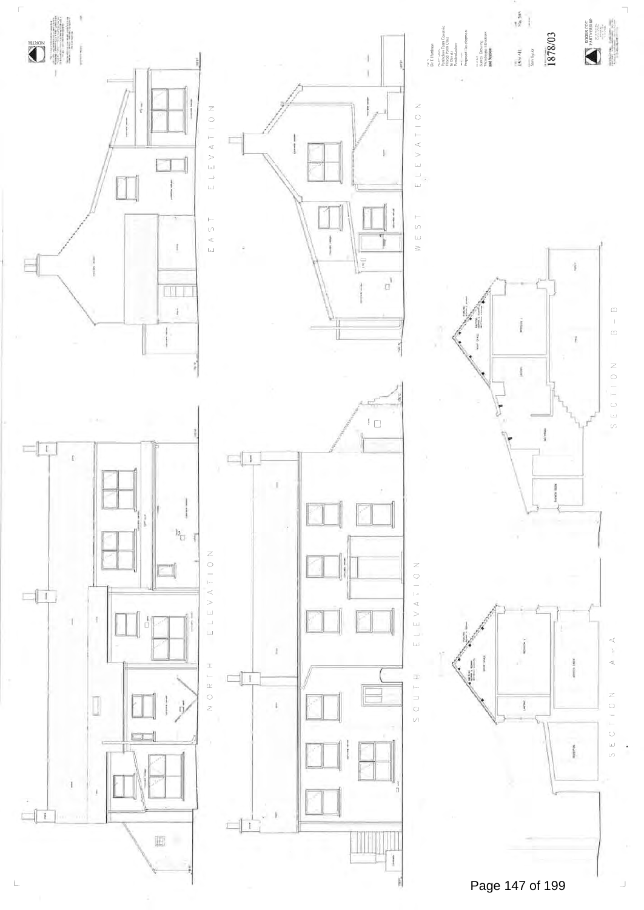NORTH

EAST ELEVATION

WEST ELEVATION

NORTH ELEVATION

SOUTH ELEVATION

SECTION A – A

SECTION B – B

Dr T Harbison

Porthclais Farm Campsite
Porthclais, St Davids
Pembrokeshire

Proposed Development

Survey Drawing
Elevations and Sections

1:100 A1

May 2005

Sam Sayer

1878/03

ROGER COY PARTNERSHIP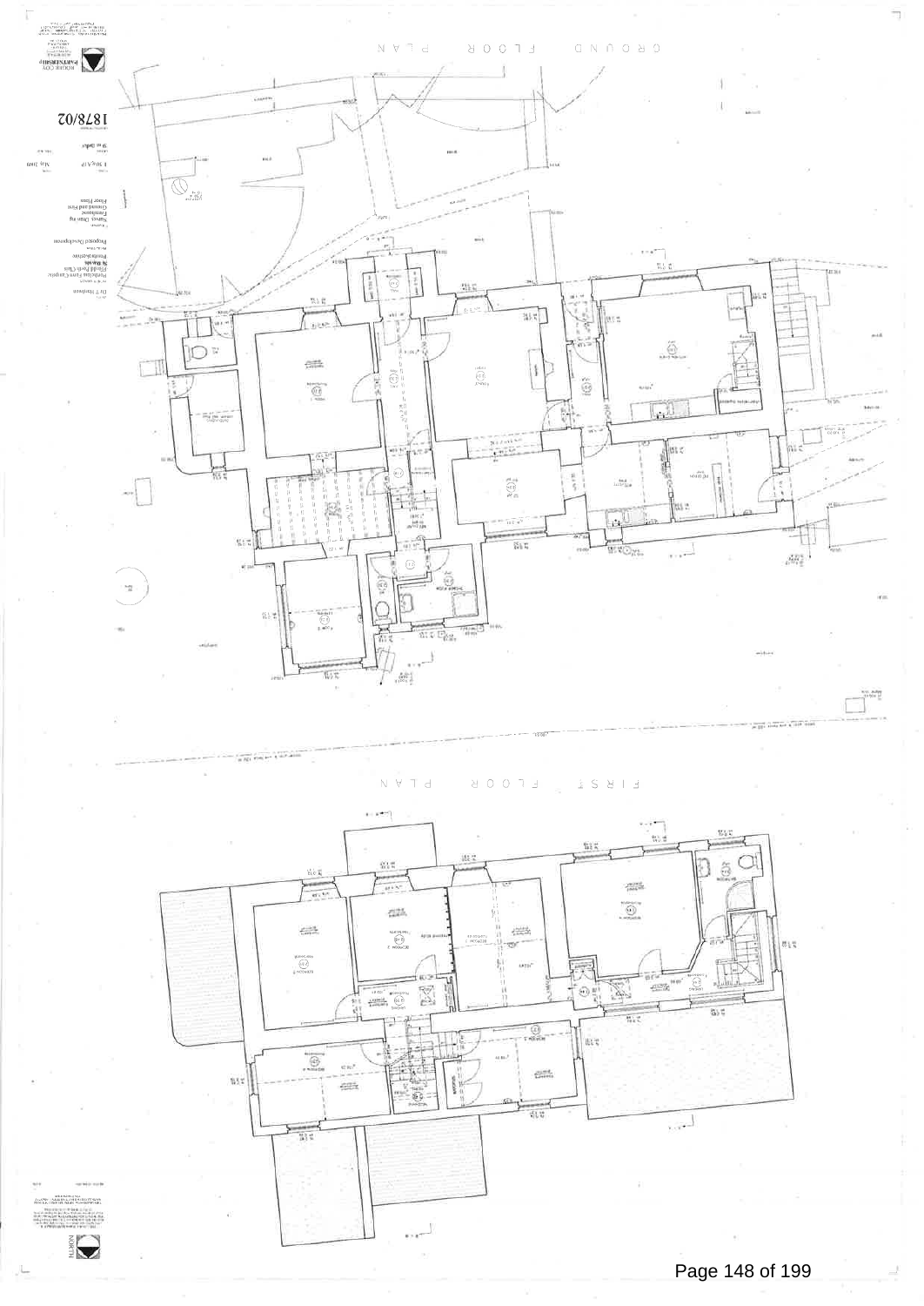GROUND FLOOR PLAN

FIRST FLOOR PLAN

1878/02

Proposed Development

NORTH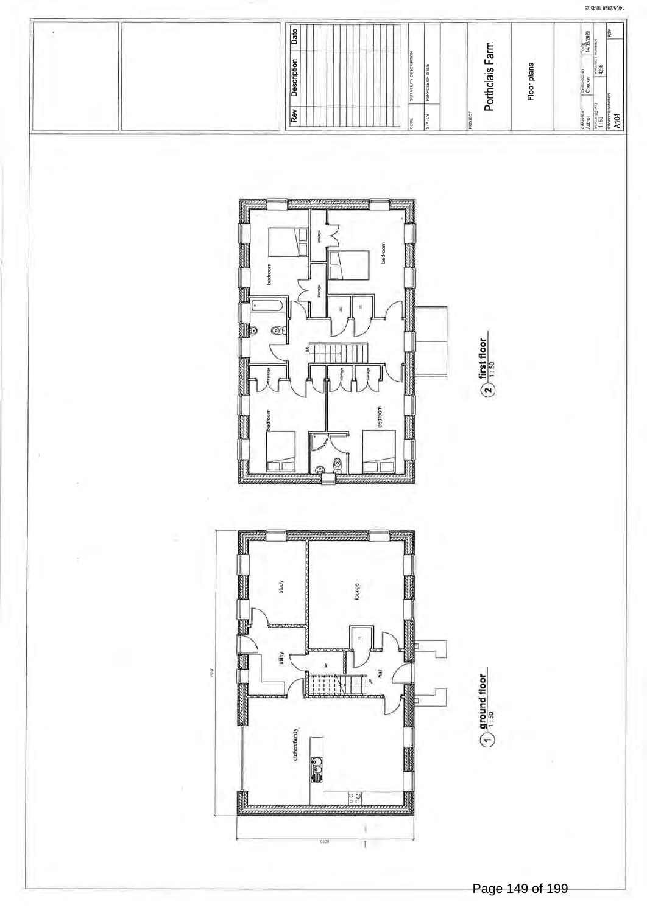| Rev | Description | Date |
| --- | --- | --- |
| | | |

CODE | SUITABILITY DESCRIPTION

STATUS | PURPOSE OF ISSUE

PROJECT

# Porthclais Farm

## Floor plans

| DRAWN BY | CHECKED BY | DATE |
| --- | --- | --- |
| Author | Checker | 14/05/2020 |
| SCALE (@ A1) | PROJECT NUMBER | |
| 1 : 50 | 4236 | |
| DRAWING NUMBER | | REV |
| A104 | | |

1 ground floor 1 : 50

study, lounge, utility, hall, kitchen/family, UP

13040

8050

2 first floor 1 : 50

bedroom, bedroom, bedroom, bedroom, storage, storage, storage, storage, storage, DN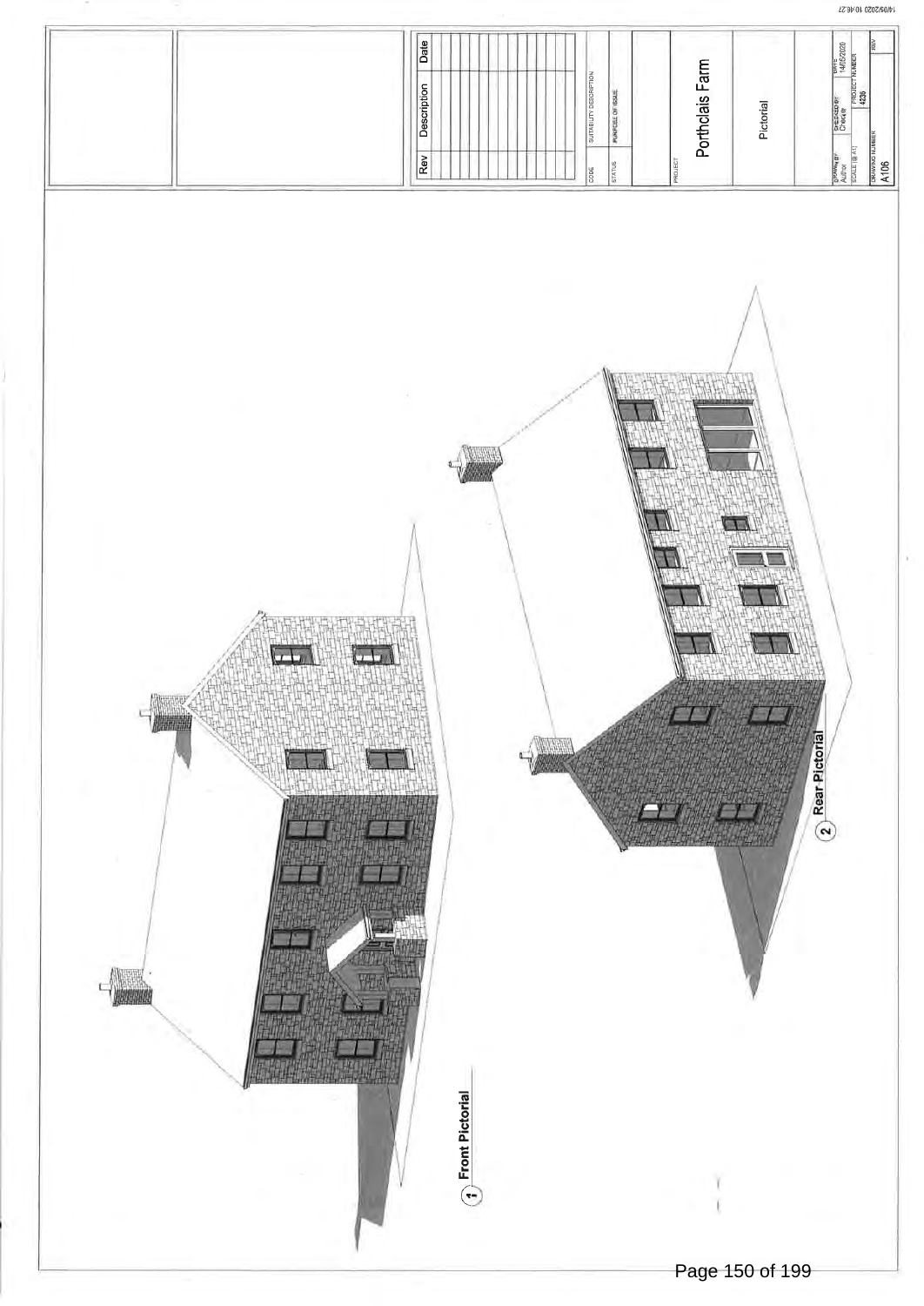1 Front Pictorial

2 Rear Pictorial

| Rev | Description | Date |
|---|---|---|
| | | |

CODE SUITABILITY DESCRIPTION

STATUS PURPOSE OF ISSUE

PROJECT

Porthclais Farm

Pictorial

| DRAWN BY | CHECKED BY | DATE |
|---|---|---|
| Author | Checker | 14/05/2020 |
| SCALE @ A1 | | PROJECT NUMBER |
| | | 4230 |
| DRAWING NUMBER | | REV |
| A106 | | |

14/05/2020 10:46:27